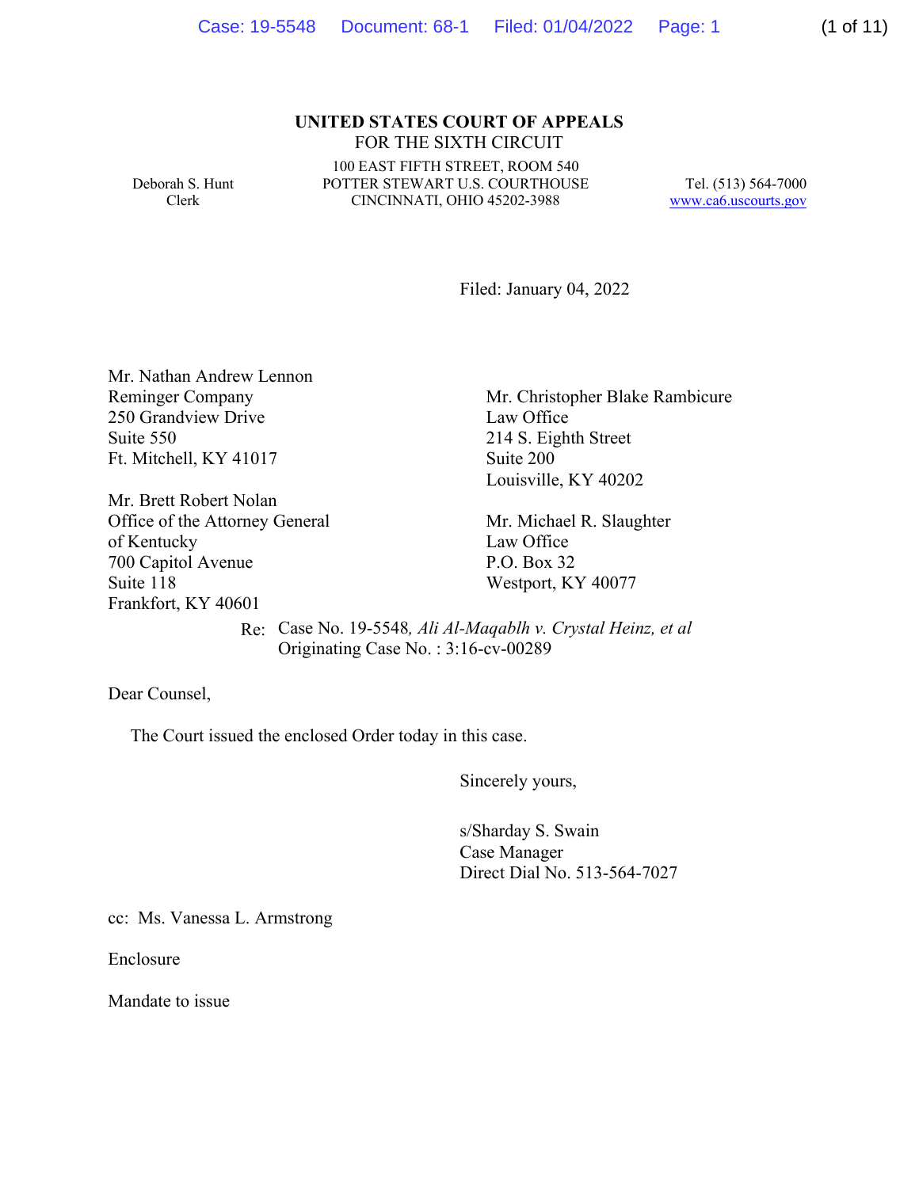**UNITED STATES COURT OF APPEALS**
FOR THE SIXTH CIRCUIT

Deborah S. Hunt
Clerk

100 EAST FIFTH STREET, ROOM 540
POTTER STEWART U.S. COURTHOUSE
CINCINNATI, OHIO 45202-3988

Tel. (513) 564-7000
www.ca6.uscourts.gov

Filed: January 04, 2022

Mr. Nathan Andrew Lennon
Reminger Company
250 Grandview Drive
Suite 550
Ft. Mitchell, KY 41017

Mr. Brett Robert Nolan
Office of the Attorney General of Kentucky
700 Capitol Avenue
Suite 118
Frankfort, KY 40601

Mr. Christopher Blake Rambicure
Law Office
214 S. Eighth Street
Suite 200
Louisville, KY 40202

Mr. Michael R. Slaughter
Law Office
P.O. Box 32
Westport, KY 40077

Re: Case No. 19-5548*, Ali Al-Maqablh v. Crystal Heinz, et al*
Originating Case No. : 3:16-cv-00289

Dear Counsel,

The Court issued the enclosed Order today in this case.

Sincerely yours,

s/Sharday S. Swain
Case Manager
Direct Dial No. 513-564-7027

cc: Ms. Vanessa L. Armstrong

Enclosure

Mandate to issue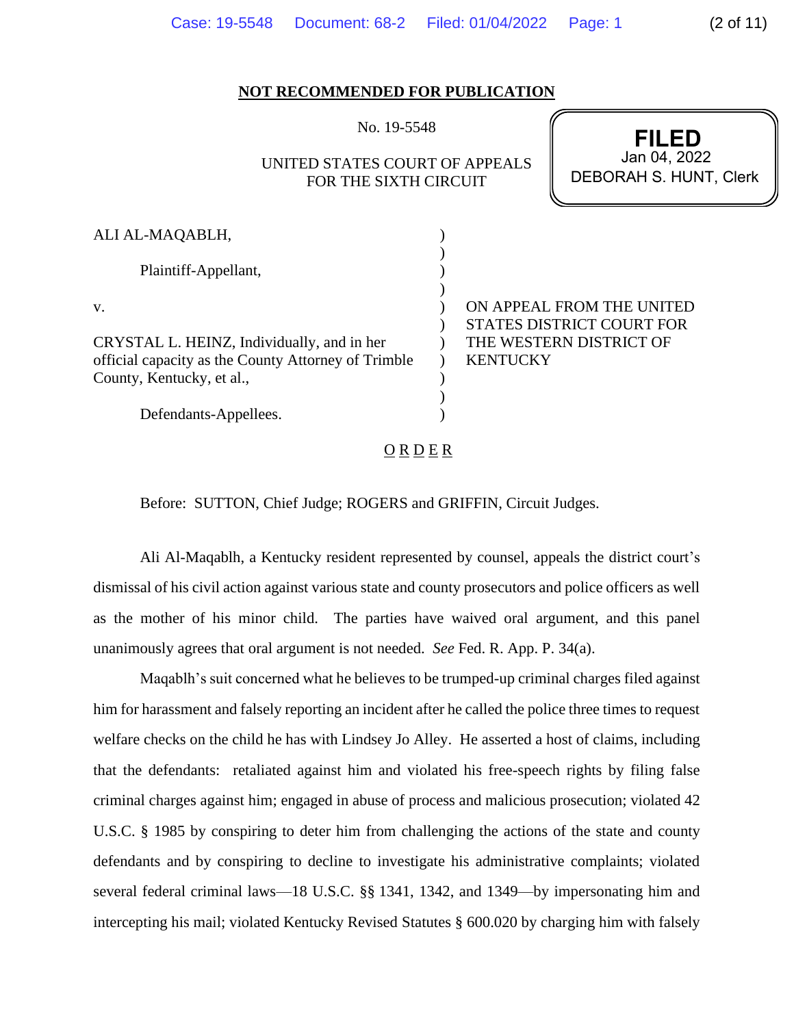**NOT RECOMMENDED FOR PUBLICATION**

No. 19-5548

UNITED STATES COURT OF APPEALS
FOR THE SIXTH CIRCUIT

**FILED**
Jan 04, 2022
DEBORAH S. HUNT, Clerk

| | |
|---|---|
| ALI AL-MAQABLH,<br><br>Plaintiff-Appellant,<br><br>v.<br><br>CRYSTAL L. HEINZ, Individually, and in her official capacity as the County Attorney of Trimble County, Kentucky, et al.,<br><br>Defendants-Appellees. | ON APPEAL FROM THE UNITED STATES DISTRICT COURT FOR THE WESTERN DISTRICT OF KENTUCKY |

O R D E R

Before: SUTTON, Chief Judge; ROGERS and GRIFFIN, Circuit Judges.

Ali Al-Maqablh, a Kentucky resident represented by counsel, appeals the district court's dismissal of his civil action against various state and county prosecutors and police officers as well as the mother of his minor child. The parties have waived oral argument, and this panel unanimously agrees that oral argument is not needed. *See* Fed. R. App. P. 34(a).

Maqablh's suit concerned what he believes to be trumped-up criminal charges filed against him for harassment and falsely reporting an incident after he called the police three times to request welfare checks on the child he has with Lindsey Jo Alley. He asserted a host of claims, including that the defendants: retaliated against him and violated his free-speech rights by filing false criminal charges against him; engaged in abuse of process and malicious prosecution; violated 42 U.S.C. § 1985 by conspiring to deter him from challenging the actions of the state and county defendants and by conspiring to decline to investigate his administrative complaints; violated several federal criminal laws—18 U.S.C. §§ 1341, 1342, and 1349—by impersonating him and intercepting his mail; violated Kentucky Revised Statutes § 600.020 by charging him with falsely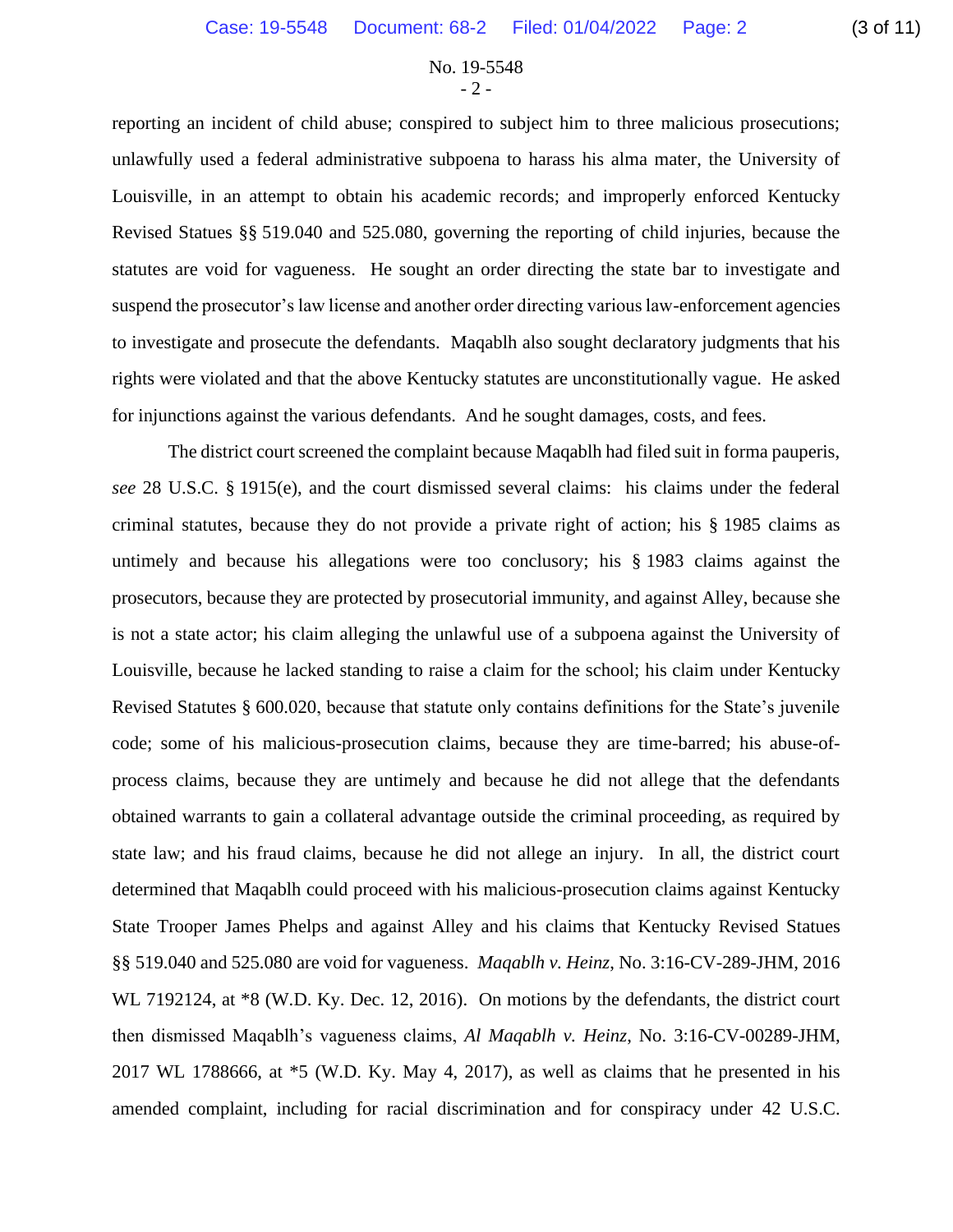reporting an incident of child abuse; conspired to subject him to three malicious prosecutions; unlawfully used a federal administrative subpoena to harass his alma mater, the University of Louisville, in an attempt to obtain his academic records; and improperly enforced Kentucky Revised Statues §§ 519.040 and 525.080, governing the reporting of child injuries, because the statutes are void for vagueness. He sought an order directing the state bar to investigate and suspend the prosecutor's law license and another order directing various law-enforcement agencies to investigate and prosecute the defendants. Maqablh also sought declaratory judgments that his rights were violated and that the above Kentucky statutes are unconstitutionally vague. He asked for injunctions against the various defendants. And he sought damages, costs, and fees.

The district court screened the complaint because Maqablh had filed suit in forma pauperis, *see* 28 U.S.C. § 1915(e), and the court dismissed several claims: his claims under the federal criminal statutes, because they do not provide a private right of action; his § 1985 claims as untimely and because his allegations were too conclusory; his § 1983 claims against the prosecutors, because they are protected by prosecutorial immunity, and against Alley, because she is not a state actor; his claim alleging the unlawful use of a subpoena against the University of Louisville, because he lacked standing to raise a claim for the school; his claim under Kentucky Revised Statutes § 600.020, because that statute only contains definitions for the State's juvenile code; some of his malicious-prosecution claims, because they are time-barred; his abuse-of-process claims, because they are untimely and because he did not allege that the defendants obtained warrants to gain a collateral advantage outside the criminal proceeding, as required by state law; and his fraud claims, because he did not allege an injury. In all, the district court determined that Maqablh could proceed with his malicious-prosecution claims against Kentucky State Trooper James Phelps and against Alley and his claims that Kentucky Revised Statues §§ 519.040 and 525.080 are void for vagueness. *Maqablh v. Heinz*, No. 3:16-CV-289-JHM, 2016 WL 7192124, at *8 (W.D. Ky. Dec. 12, 2016). On motions by the defendants, the district court then dismissed Maqablh's vagueness claims, *Al Maqablh v. Heinz*, No. 3:16-CV-00289-JHM, 2017 WL 1788666, at *5 (W.D. Ky. May 4, 2017), as well as claims that he presented in his amended complaint, including for racial discrimination and for conspiracy under 42 U.S.C.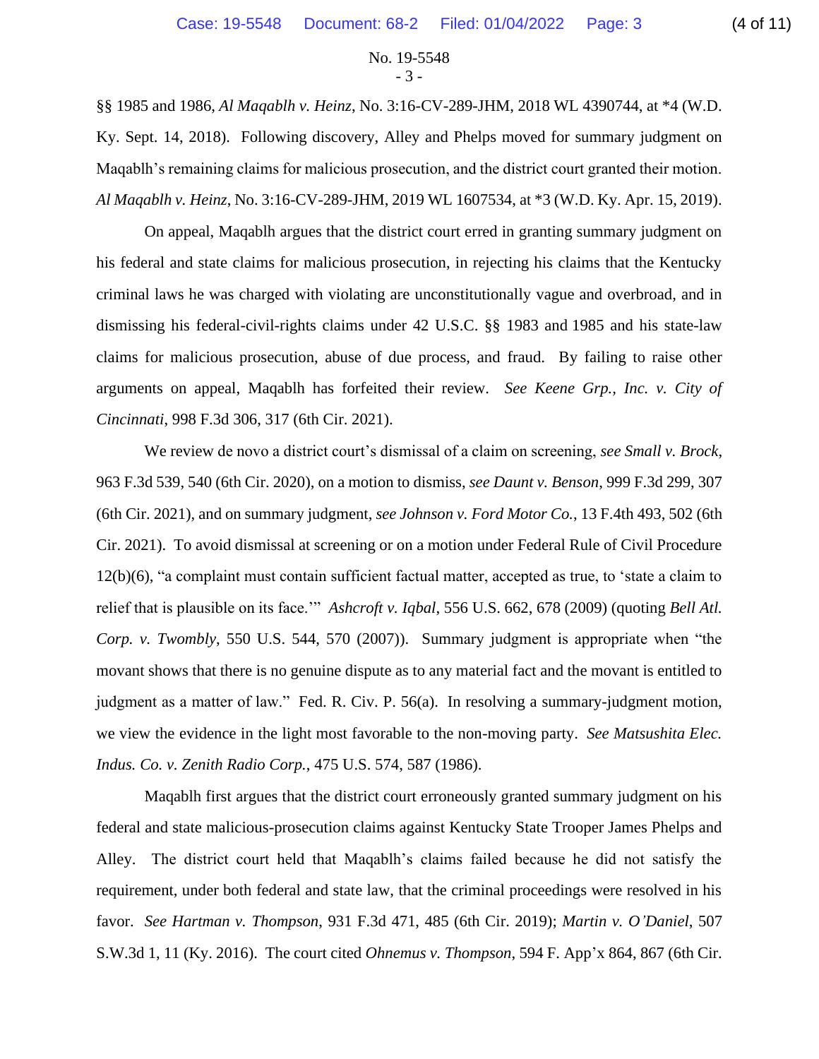§§ 1985 and 1986, *Al Maqablh v. Heinz*, No. 3:16-CV-289-JHM, 2018 WL 4390744, at *4 (W.D. Ky. Sept. 14, 2018). Following discovery, Alley and Phelps moved for summary judgment on Maqablh's remaining claims for malicious prosecution, and the district court granted their motion. *Al Maqablh v. Heinz*, No. 3:16-CV-289-JHM, 2019 WL 1607534, at *3 (W.D. Ky. Apr. 15, 2019).

On appeal, Maqablh argues that the district court erred in granting summary judgment on his federal and state claims for malicious prosecution, in rejecting his claims that the Kentucky criminal laws he was charged with violating are unconstitutionally vague and overbroad, and in dismissing his federal-civil-rights claims under 42 U.S.C. §§ 1983 and 1985 and his state-law claims for malicious prosecution, abuse of due process, and fraud. By failing to raise other arguments on appeal, Maqablh has forfeited their review. *See Keene Grp., Inc. v. City of Cincinnati*, 998 F.3d 306, 317 (6th Cir. 2021).

We review de novo a district court's dismissal of a claim on screening, *see Small v. Brock*, 963 F.3d 539, 540 (6th Cir. 2020), on a motion to dismiss, *see Daunt v. Benson*, 999 F.3d 299, 307 (6th Cir. 2021), and on summary judgment, *see Johnson v. Ford Motor Co.*, 13 F.4th 493, 502 (6th Cir. 2021). To avoid dismissal at screening or on a motion under Federal Rule of Civil Procedure 12(b)(6), "a complaint must contain sufficient factual matter, accepted as true, to 'state a claim to relief that is plausible on its face.'" *Ashcroft v. Iqbal*, 556 U.S. 662, 678 (2009) (quoting *Bell Atl. Corp. v. Twombly*, 550 U.S. 544, 570 (2007)). Summary judgment is appropriate when "the movant shows that there is no genuine dispute as to any material fact and the movant is entitled to judgment as a matter of law." Fed. R. Civ. P. 56(a). In resolving a summary-judgment motion, we view the evidence in the light most favorable to the non-moving party. *See Matsushita Elec. Indus. Co. v. Zenith Radio Corp.*, 475 U.S. 574, 587 (1986).

Maqablh first argues that the district court erroneously granted summary judgment on his federal and state malicious-prosecution claims against Kentucky State Trooper James Phelps and Alley. The district court held that Maqablh's claims failed because he did not satisfy the requirement, under both federal and state law, that the criminal proceedings were resolved in his favor. *See Hartman v. Thompson*, 931 F.3d 471, 485 (6th Cir. 2019); *Martin v. O'Daniel*, 507 S.W.3d 1, 11 (Ky. 2016). The court cited *Ohnemus v. Thompson*, 594 F. App'x 864, 867 (6th Cir.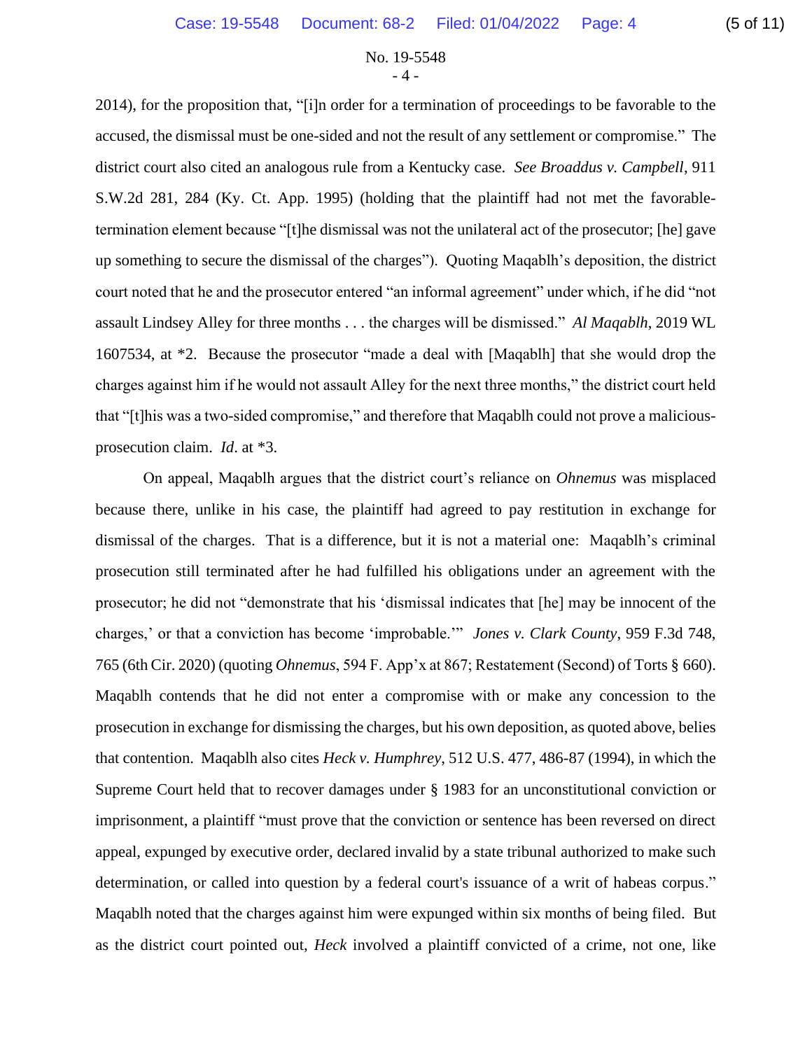2014), for the proposition that, "[i]n order for a termination of proceedings to be favorable to the accused, the dismissal must be one-sided and not the result of any settlement or compromise." The district court also cited an analogous rule from a Kentucky case. *See Broaddus v. Campbell*, 911 S.W.2d 281, 284 (Ky. Ct. App. 1995) (holding that the plaintiff had not met the favorable-termination element because "[t]he dismissal was not the unilateral act of the prosecutor; [he] gave up something to secure the dismissal of the charges"). Quoting Maqablh's deposition, the district court noted that he and the prosecutor entered "an informal agreement" under which, if he did "not assault Lindsey Alley for three months . . . the charges will be dismissed." *Al Maqablh*, 2019 WL 1607534, at *2. Because the prosecutor "made a deal with [Maqablh] that she would drop the charges against him if he would not assault Alley for the next three months," the district court held that "[t]his was a two-sided compromise," and therefore that Maqablh could not prove a malicious-prosecution claim. *Id*. at *3.

On appeal, Maqablh argues that the district court's reliance on *Ohnemus* was misplaced because there, unlike in his case, the plaintiff had agreed to pay restitution in exchange for dismissal of the charges. That is a difference, but it is not a material one: Maqablh's criminal prosecution still terminated after he had fulfilled his obligations under an agreement with the prosecutor; he did not "demonstrate that his 'dismissal indicates that [he] may be innocent of the charges,' or that a conviction has become 'improbable.'" *Jones v. Clark County*, 959 F.3d 748, 765 (6th Cir. 2020) (quoting *Ohnemus*, 594 F. App'x at 867; Restatement (Second) of Torts § 660). Maqablh contends that he did not enter a compromise with or make any concession to the prosecution in exchange for dismissing the charges, but his own deposition, as quoted above, belies that contention. Maqablh also cites *Heck v. Humphrey*, 512 U.S. 477, 486-87 (1994), in which the Supreme Court held that to recover damages under § 1983 for an unconstitutional conviction or imprisonment, a plaintiff "must prove that the conviction or sentence has been reversed on direct appeal, expunged by executive order, declared invalid by a state tribunal authorized to make such determination, or called into question by a federal court's issuance of a writ of habeas corpus." Maqablh noted that the charges against him were expunged within six months of being filed. But as the district court pointed out, *Heck* involved a plaintiff convicted of a crime, not one, like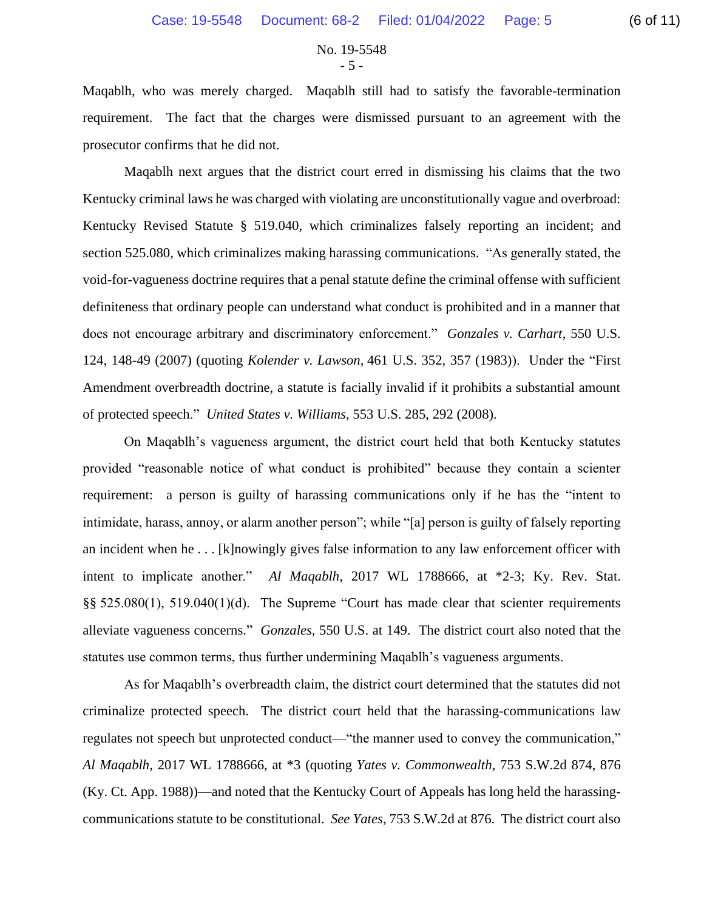Maqablh, who was merely charged. Maqablh still had to satisfy the favorable-termination requirement. The fact that the charges were dismissed pursuant to an agreement with the prosecutor confirms that he did not.

Maqablh next argues that the district court erred in dismissing his claims that the two Kentucky criminal laws he was charged with violating are unconstitutionally vague and overbroad: Kentucky Revised Statute § 519.040, which criminalizes falsely reporting an incident; and section 525.080, which criminalizes making harassing communications. "As generally stated, the void-for-vagueness doctrine requires that a penal statute define the criminal offense with sufficient definiteness that ordinary people can understand what conduct is prohibited and in a manner that does not encourage arbitrary and discriminatory enforcement." *Gonzales v. Carhart*, 550 U.S. 124, 148-49 (2007) (quoting *Kolender v. Lawson*, 461 U.S. 352, 357 (1983)). Under the "First Amendment overbreadth doctrine, a statute is facially invalid if it prohibits a substantial amount of protected speech." *United States v. Williams*, 553 U.S. 285, 292 (2008).

On Maqablh's vagueness argument, the district court held that both Kentucky statutes provided "reasonable notice of what conduct is prohibited" because they contain a scienter requirement: a person is guilty of harassing communications only if he has the "intent to intimidate, harass, annoy, or alarm another person"; while "[a] person is guilty of falsely reporting an incident when he . . . [k]nowingly gives false information to any law enforcement officer with intent to implicate another." *Al Maqablh*, 2017 WL 1788666, at *2-3; Ky. Rev. Stat. §§ 525.080(1), 519.040(1)(d). The Supreme "Court has made clear that scienter requirements alleviate vagueness concerns." *Gonzales*, 550 U.S. at 149. The district court also noted that the statutes use common terms, thus further undermining Maqablh's vagueness arguments.

As for Maqablh's overbreadth claim, the district court determined that the statutes did not criminalize protected speech. The district court held that the harassing-communications law regulates not speech but unprotected conduct—"the manner used to convey the communication," *Al Maqablh*, 2017 WL 1788666, at *3 (quoting *Yates v. Commonwealth*, 753 S.W.2d 874, 876 (Ky. Ct. App. 1988))—and noted that the Kentucky Court of Appeals has long held the harassing-communications statute to be constitutional. *See Yates*, 753 S.W.2d at 876. The district court also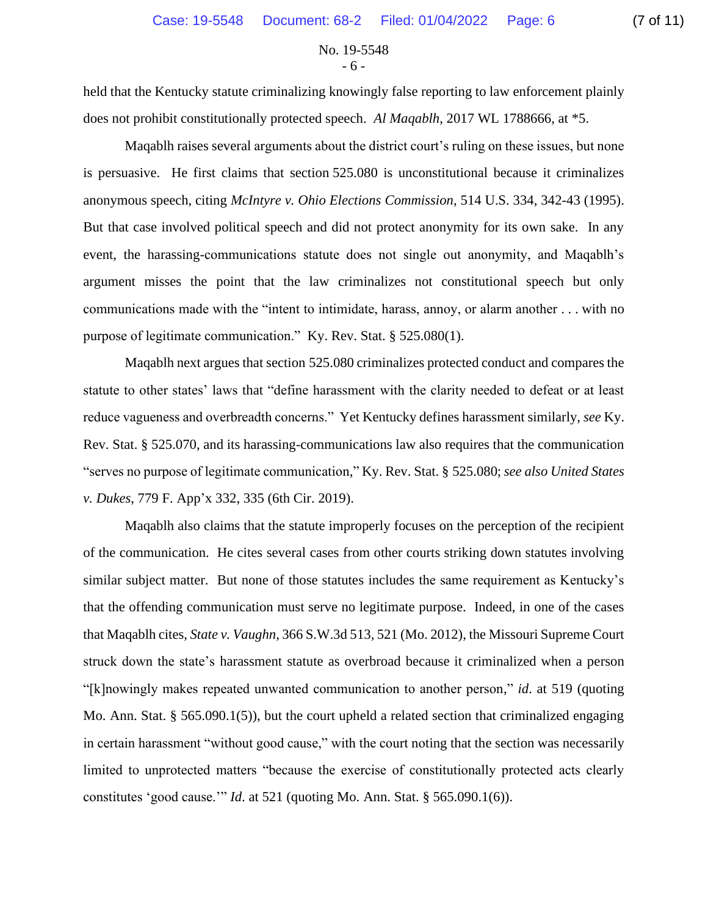held that the Kentucky statute criminalizing knowingly false reporting to law enforcement plainly does not prohibit constitutionally protected speech. *Al Maqablh*, 2017 WL 1788666, at *5.

Maqablh raises several arguments about the district court's ruling on these issues, but none is persuasive. He first claims that section 525.080 is unconstitutional because it criminalizes anonymous speech, citing *McIntyre v. Ohio Elections Commission*, 514 U.S. 334, 342-43 (1995). But that case involved political speech and did not protect anonymity for its own sake. In any event, the harassing-communications statute does not single out anonymity, and Maqablh's argument misses the point that the law criminalizes not constitutional speech but only communications made with the "intent to intimidate, harass, annoy, or alarm another . . . with no purpose of legitimate communication." Ky. Rev. Stat. § 525.080(1).

Maqablh next argues that section 525.080 criminalizes protected conduct and compares the statute to other states' laws that "define harassment with the clarity needed to defeat or at least reduce vagueness and overbreadth concerns." Yet Kentucky defines harassment similarly, *see* Ky. Rev. Stat. § 525.070, and its harassing-communications law also requires that the communication "serves no purpose of legitimate communication," Ky. Rev. Stat. § 525.080; *see also United States v. Dukes*, 779 F. App'x 332, 335 (6th Cir. 2019).

Maqablh also claims that the statute improperly focuses on the perception of the recipient of the communication. He cites several cases from other courts striking down statutes involving similar subject matter. But none of those statutes includes the same requirement as Kentucky's that the offending communication must serve no legitimate purpose. Indeed, in one of the cases that Maqablh cites, *State v. Vaughn*, 366 S.W.3d 513, 521 (Mo. 2012), the Missouri Supreme Court struck down the state's harassment statute as overbroad because it criminalized when a person "[k]nowingly makes repeated unwanted communication to another person," *id*. at 519 (quoting Mo. Ann. Stat. § 565.090.1(5)), but the court upheld a related section that criminalized engaging in certain harassment "without good cause," with the court noting that the section was necessarily limited to unprotected matters "because the exercise of constitutionally protected acts clearly constitutes 'good cause.'" *Id*. at 521 (quoting Mo. Ann. Stat. § 565.090.1(6)).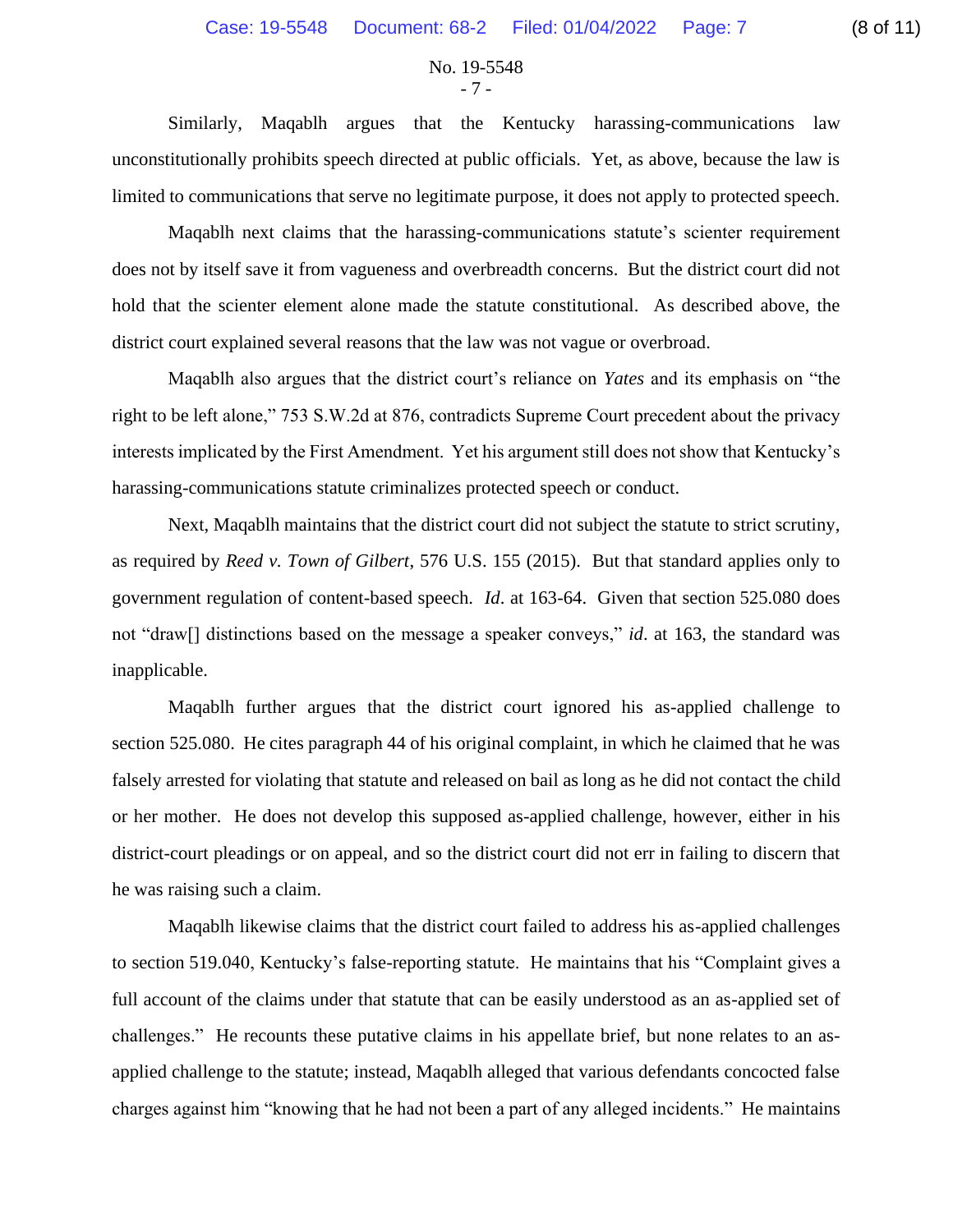Similarly, Maqablh argues that the Kentucky harassing-communications law unconstitutionally prohibits speech directed at public officials. Yet, as above, because the law is limited to communications that serve no legitimate purpose, it does not apply to protected speech.

Maqablh next claims that the harassing-communications statute's scienter requirement does not by itself save it from vagueness and overbreadth concerns. But the district court did not hold that the scienter element alone made the statute constitutional. As described above, the district court explained several reasons that the law was not vague or overbroad.

Maqablh also argues that the district court's reliance on *Yates* and its emphasis on "the right to be left alone," 753 S.W.2d at 876, contradicts Supreme Court precedent about the privacy interests implicated by the First Amendment. Yet his argument still does not show that Kentucky's harassing-communications statute criminalizes protected speech or conduct.

Next, Maqablh maintains that the district court did not subject the statute to strict scrutiny, as required by *Reed v. Town of Gilbert*, 576 U.S. 155 (2015). But that standard applies only to government regulation of content-based speech. *Id*. at 163-64. Given that section 525.080 does not "draw[] distinctions based on the message a speaker conveys," *id*. at 163, the standard was inapplicable.

Maqablh further argues that the district court ignored his as-applied challenge to section 525.080. He cites paragraph 44 of his original complaint, in which he claimed that he was falsely arrested for violating that statute and released on bail as long as he did not contact the child or her mother. He does not develop this supposed as-applied challenge, however, either in his district-court pleadings or on appeal, and so the district court did not err in failing to discern that he was raising such a claim.

Maqablh likewise claims that the district court failed to address his as-applied challenges to section 519.040, Kentucky's false-reporting statute. He maintains that his "Complaint gives a full account of the claims under that statute that can be easily understood as an as-applied set of challenges." He recounts these putative claims in his appellate brief, but none relates to an as-applied challenge to the statute; instead, Maqablh alleged that various defendants concocted false charges against him "knowing that he had not been a part of any alleged incidents." He maintains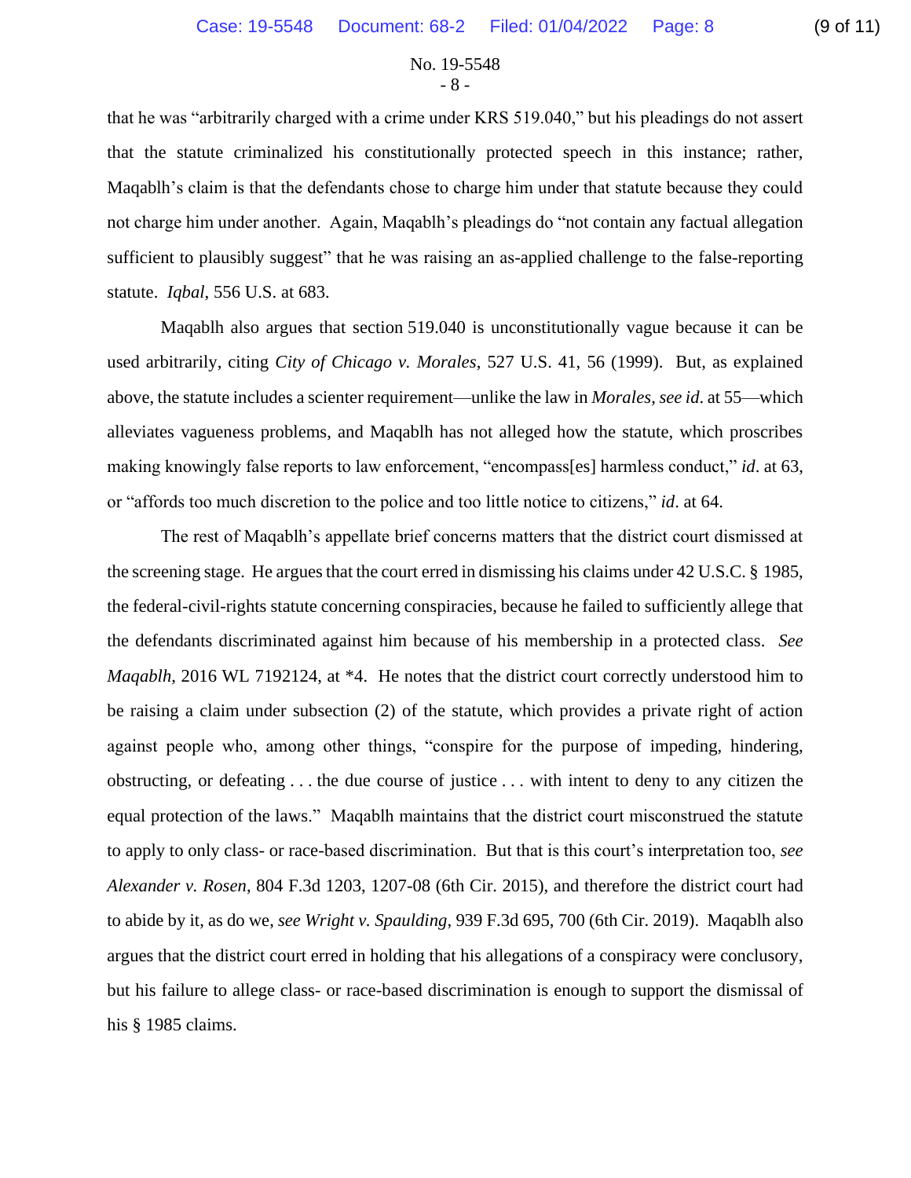that he was "arbitrarily charged with a crime under KRS 519.040," but his pleadings do not assert that the statute criminalized his constitutionally protected speech in this instance; rather, Maqablh's claim is that the defendants chose to charge him under that statute because they could not charge him under another. Again, Maqablh's pleadings do "not contain any factual allegation sufficient to plausibly suggest" that he was raising an as-applied challenge to the false-reporting statute. *Iqbal*, 556 U.S. at 683.

Maqablh also argues that section 519.040 is unconstitutionally vague because it can be used arbitrarily, citing *City of Chicago v. Morales*, 527 U.S. 41, 56 (1999). But, as explained above, the statute includes a scienter requirement—unlike the law in *Morales*, *see id*. at 55—which alleviates vagueness problems, and Maqablh has not alleged how the statute, which proscribes making knowingly false reports to law enforcement, "encompass[es] harmless conduct," *id*. at 63, or "affords too much discretion to the police and too little notice to citizens," *id*. at 64.

The rest of Maqablh's appellate brief concerns matters that the district court dismissed at the screening stage. He argues that the court erred in dismissing his claims under 42 U.S.C. § 1985, the federal-civil-rights statute concerning conspiracies, because he failed to sufficiently allege that the defendants discriminated against him because of his membership in a protected class. *See Maqablh*, 2016 WL 7192124, at *4. He notes that the district court correctly understood him to be raising a claim under subsection (2) of the statute, which provides a private right of action against people who, among other things, "conspire for the purpose of impeding, hindering, obstructing, or defeating . . . the due course of justice . . . with intent to deny to any citizen the equal protection of the laws." Maqablh maintains that the district court misconstrued the statute to apply to only class- or race-based discrimination. But that is this court's interpretation too, *see Alexander v. Rosen*, 804 F.3d 1203, 1207-08 (6th Cir. 2015), and therefore the district court had to abide by it, as do we, *see Wright v. Spaulding*, 939 F.3d 695, 700 (6th Cir. 2019). Maqablh also argues that the district court erred in holding that his allegations of a conspiracy were conclusory, but his failure to allege class- or race-based discrimination is enough to support the dismissal of his § 1985 claims.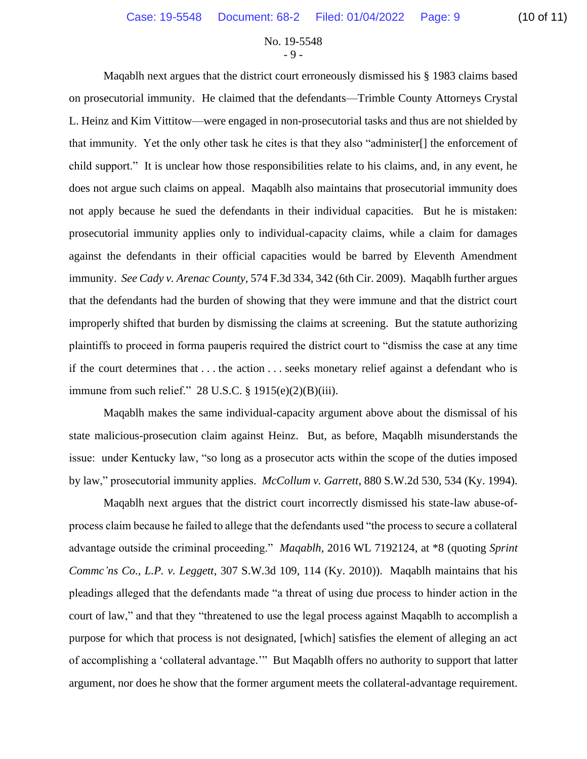No. 19-5548

Maqablh next argues that the district court erroneously dismissed his § 1983 claims based on prosecutorial immunity. He claimed that the defendants—Trimble County Attorneys Crystal L. Heinz and Kim Vittitow—were engaged in non-prosecutorial tasks and thus are not shielded by that immunity. Yet the only other task he cites is that they also "administer[] the enforcement of child support." It is unclear how those responsibilities relate to his claims, and, in any event, he does not argue such claims on appeal. Maqablh also maintains that prosecutorial immunity does not apply because he sued the defendants in their individual capacities. But he is mistaken: prosecutorial immunity applies only to individual-capacity claims, while a claim for damages against the defendants in their official capacities would be barred by Eleventh Amendment immunity. *See Cady v. Arenac County*, 574 F.3d 334, 342 (6th Cir. 2009). Maqablh further argues that the defendants had the burden of showing that they were immune and that the district court improperly shifted that burden by dismissing the claims at screening. But the statute authorizing plaintiffs to proceed in forma pauperis required the district court to "dismiss the case at any time if the court determines that . . . the action . . . seeks monetary relief against a defendant who is immune from such relief." 28 U.S.C. § 1915(e)(2)(B)(iii).

Maqablh makes the same individual-capacity argument above about the dismissal of his state malicious-prosecution claim against Heinz. But, as before, Maqablh misunderstands the issue: under Kentucky law, "so long as a prosecutor acts within the scope of the duties imposed by law," prosecutorial immunity applies. *McCollum v. Garrett*, 880 S.W.2d 530, 534 (Ky. 1994).

Maqablh next argues that the district court incorrectly dismissed his state-law abuse-of-process claim because he failed to allege that the defendants used "the process to secure a collateral advantage outside the criminal proceeding." *Maqablh*, 2016 WL 7192124, at *8 (quoting *Sprint Commc'ns Co., L.P. v. Leggett*, 307 S.W.3d 109, 114 (Ky. 2010)). Maqablh maintains that his pleadings alleged that the defendants made "a threat of using due process to hinder action in the court of law," and that they "threatened to use the legal process against Maqablh to accomplish a purpose for which that process is not designated, [which] satisfies the element of alleging an act of accomplishing a 'collateral advantage.'" But Maqablh offers no authority to support that latter argument, nor does he show that the former argument meets the collateral-advantage requirement.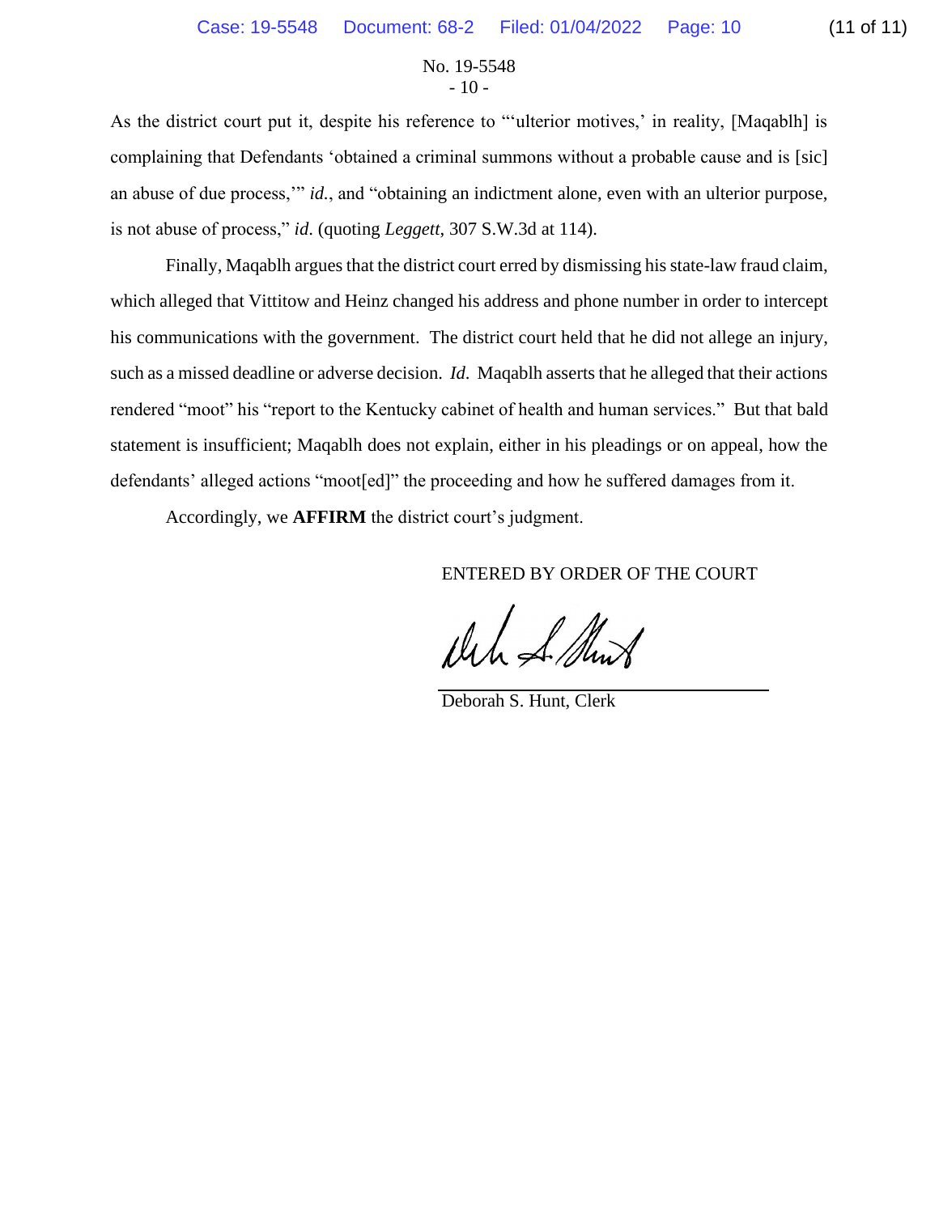As the district court put it, despite his reference to "'ulterior motives,' in reality, [Maqablh] is complaining that Defendants 'obtained a criminal summons without a probable cause and is [sic] an abuse of due process,'" *id.*, and "obtaining an indictment alone, even with an ulterior purpose, is not abuse of process," *id*. (quoting *Leggett*, 307 S.W.3d at 114).

Finally, Maqablh argues that the district court erred by dismissing his state-law fraud claim, which alleged that Vittitow and Heinz changed his address and phone number in order to intercept his communications with the government. The district court held that he did not allege an injury, such as a missed deadline or adverse decision. *Id.* Maqablh asserts that he alleged that their actions rendered "moot" his "report to the Kentucky cabinet of health and human services." But that bald statement is insufficient; Maqablh does not explain, either in his pleadings or on appeal, how the defendants' alleged actions "moot[ed]" the proceeding and how he suffered damages from it.

Accordingly, we **AFFIRM** the district court's judgment.

ENTERED BY ORDER OF THE COURT

Deborah S. Hunt, Clerk